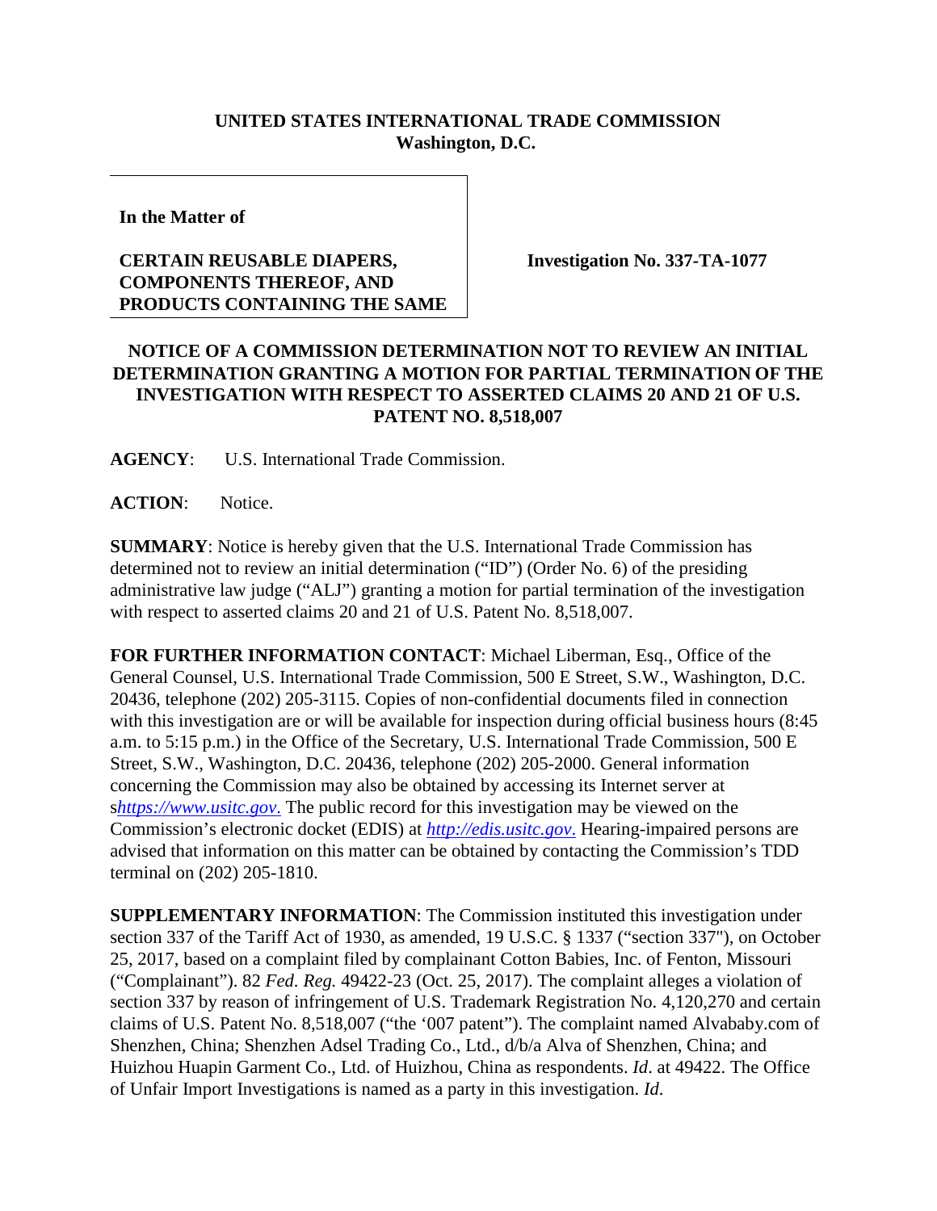**UNITED STATES INTERNATIONAL TRADE COMMISSION**
**Washington, D.C.**

| **In the Matter of**<br><br>**CERTAIN REUSABLE DIAPERS, COMPONENTS THEREOF, AND PRODUCTS CONTAINING THE SAME** | **Investigation No. 337-TA-1077** |
|---|---|

**NOTICE OF A COMMISSION DETERMINATION NOT TO REVIEW AN INITIAL DETERMINATION GRANTING A MOTION FOR PARTIAL TERMINATION OF THE INVESTIGATION WITH RESPECT TO ASSERTED CLAIMS 20 AND 21 OF U.S. PATENT NO. 8,518,007**

**AGENCY**: U.S. International Trade Commission.

**ACTION**: Notice.

**SUMMARY**: Notice is hereby given that the U.S. International Trade Commission has determined not to review an initial determination ("ID") (Order No. 6) of the presiding administrative law judge ("ALJ") granting a motion for partial termination of the investigation with respect to asserted claims 20 and 21 of U.S. Patent No. 8,518,007.

**FOR FURTHER INFORMATION CONTACT**: Michael Liberman, Esq., Office of the General Counsel, U.S. International Trade Commission, 500 E Street, S.W., Washington, D.C. 20436, telephone (202) 205-3115. Copies of non-confidential documents filed in connection with this investigation are or will be available for inspection during official business hours (8:45 a.m. to 5:15 p.m.) in the Office of the Secretary, U.S. International Trade Commission, 500 E Street, S.W., Washington, D.C. 20436, telephone (202) 205-2000. General information concerning the Commission may also be obtained by accessing its Internet server at s*https://www.usitc.gov*. The public record for this investigation may be viewed on the Commission's electronic docket (EDIS) at *http://edis.usitc.gov*. Hearing-impaired persons are advised that information on this matter can be obtained by contacting the Commission's TDD terminal on (202) 205-1810.

**SUPPLEMENTARY INFORMATION**: The Commission instituted this investigation under section 337 of the Tariff Act of 1930, as amended, 19 U.S.C. § 1337 ("section 337"), on October 25, 2017, based on a complaint filed by complainant Cotton Babies, Inc. of Fenton, Missouri ("Complainant"). 82 *Fed. Reg.* 49422-23 (Oct. 25, 2017). The complaint alleges a violation of section 337 by reason of infringement of U.S. Trademark Registration No. 4,120,270 and certain claims of U.S. Patent No. 8,518,007 ("the '007 patent"). The complaint named Alvababy.com of Shenzhen, China; Shenzhen Adsel Trading Co., Ltd., d/b/a Alva of Shenzhen, China; and Huizhou Huapin Garment Co., Ltd. of Huizhou, China as respondents. *Id*. at 49422. The Office of Unfair Import Investigations is named as a party in this investigation. *Id*.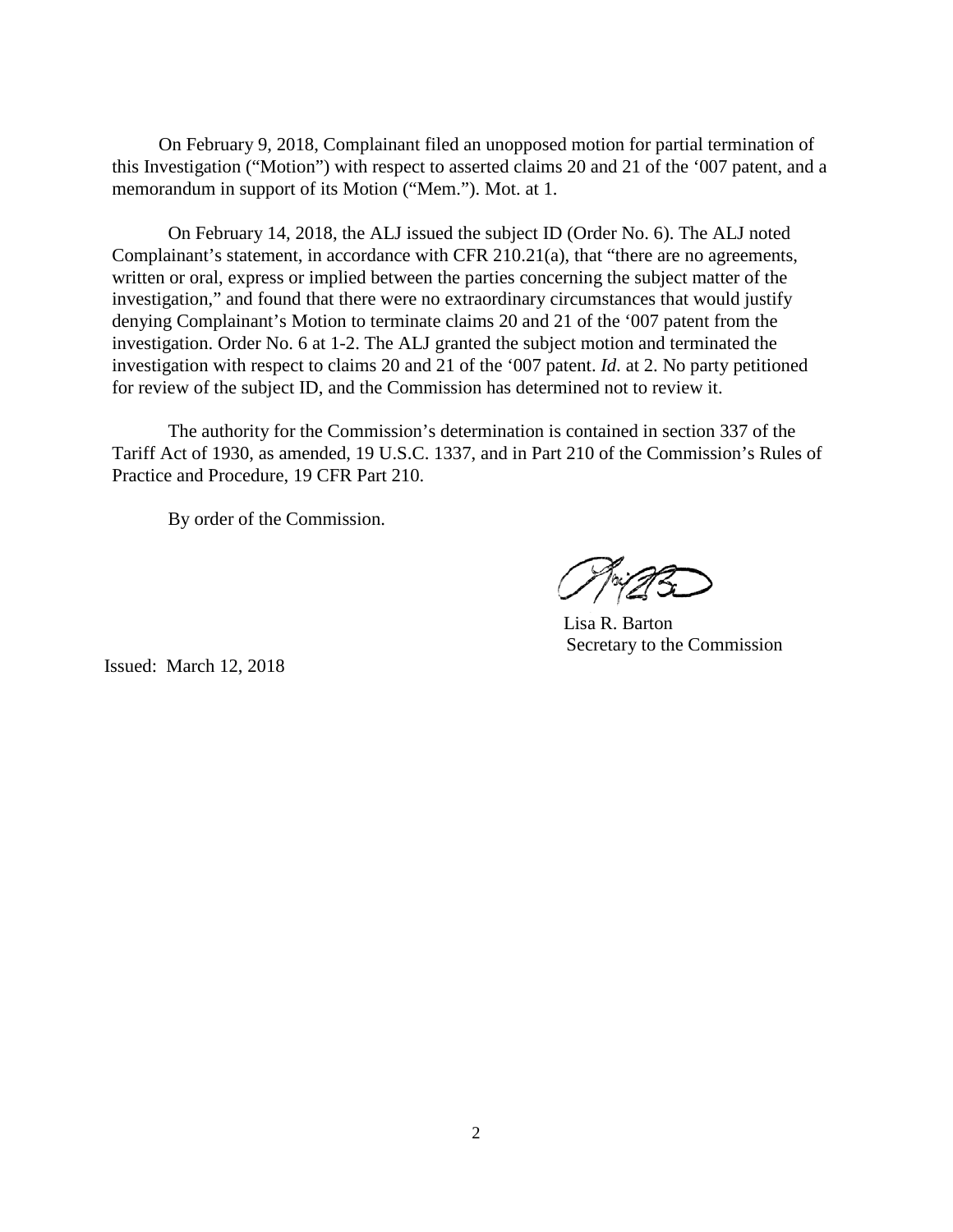On February 9, 2018, Complainant filed an unopposed motion for partial termination of this Investigation ("Motion") with respect to asserted claims 20 and 21 of the '007 patent, and a memorandum in support of its Motion ("Mem."). Mot. at 1.

On February 14, 2018, the ALJ issued the subject ID (Order No. 6). The ALJ noted Complainant's statement, in accordance with CFR 210.21(a), that "there are no agreements, written or oral, express or implied between the parties concerning the subject matter of the investigation," and found that there were no extraordinary circumstances that would justify denying Complainant's Motion to terminate claims 20 and 21 of the '007 patent from the investigation. Order No. 6 at 1-2. The ALJ granted the subject motion and terminated the investigation with respect to claims 20 and 21 of the '007 patent. *Id*. at 2. No party petitioned for review of the subject ID, and the Commission has determined not to review it.

The authority for the Commission's determination is contained in section 337 of the Tariff Act of 1930, as amended, 19 U.S.C. 1337, and in Part 210 of the Commission's Rules of Practice and Procedure, 19 CFR Part 210.

By order of the Commission.

Lisa R. Barton
Secretary to the Commission

Issued: March 12, 2018